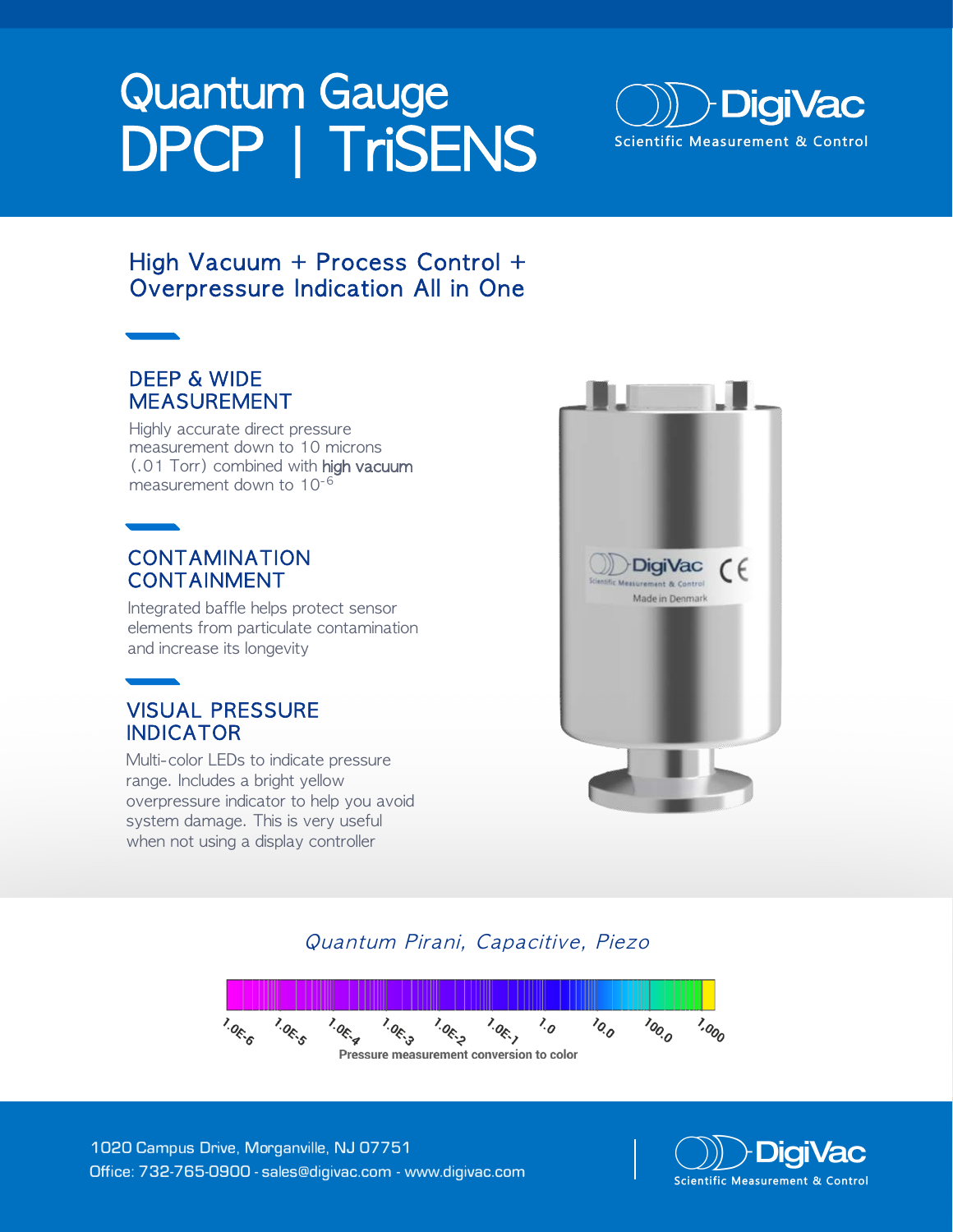# Quantum Gauge DPCP | TriSENS

DigiVac
Scientific Measurement & Control

## High Vacuum + Process Control + Overpressure Indication All in One

### DEEP & WIDE MEASUREMENT

Highly accurate direct pressure measurement down to 10 microns (.01 Torr) combined with **high vacuum** measurement down to $10^{-6}$

### CONTAMINATION CONTAINMENT

Integrated baffle helps protect sensor elements from particulate contamination and increase its longevity

### VISUAL PRESSURE INDICATOR

Multi-color LEDs to indicate pressure range. Includes a bright yellow overpressure indicator to help you avoid system damage. This is very useful when not using a display controller

*Quantum Pirani, Capacitive, Piezo*

1.0E-6 1.0E-5 1.0E-4 1.0E-3 1.0E-2 1.0E-1 1.0 10.0 100.0 1,000

**Pressure measurement conversion to color**

1020 Campus Drive, Morganville, NJ 07751
Office: 732-765-0900 - sales@digivac.com - www.digivac.com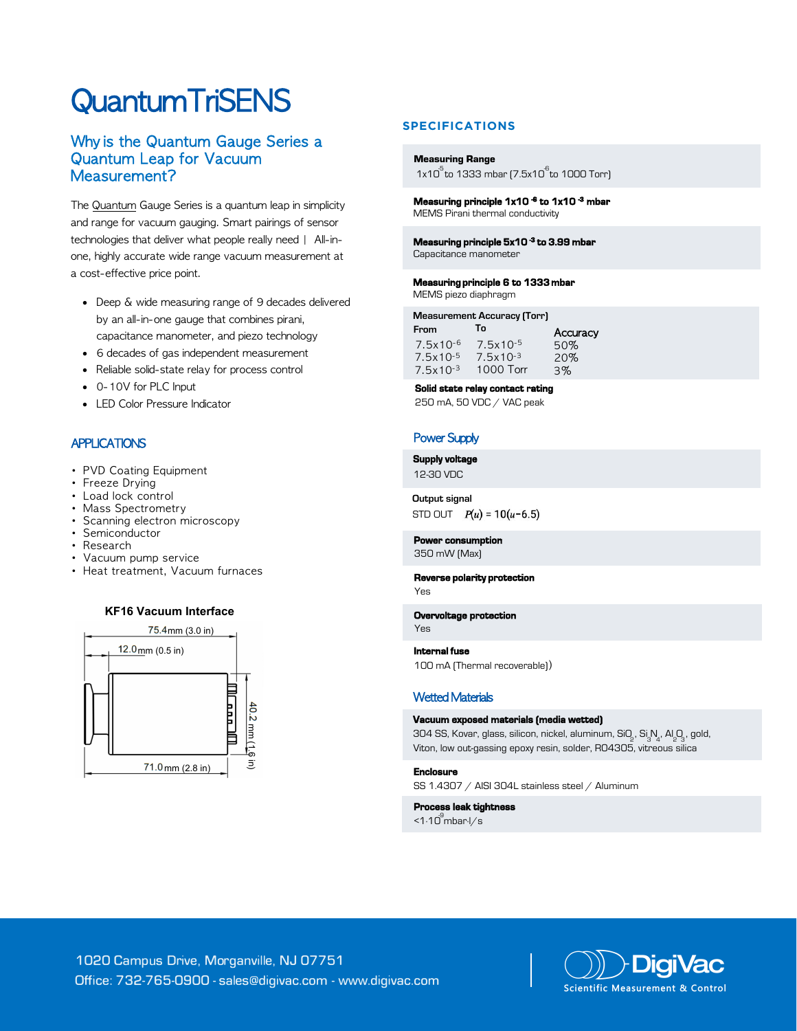# QuantumTriSENS

## Why is the Quantum Gauge Series a Quantum Leap for Vacuum Measurement?

The Quantum Gauge Series is a quantum leap in simplicity and range for vacuum gauging. Smart pairings of sensor technologies that deliver what people really need | All-in-one, highly accurate wide range vacuum measurement at a cost-effective price point.

- Deep & wide measuring range of 9 decades delivered by an all-in-one gauge that combines pirani, capacitance manometer, and piezo technology
- 6 decades of gas independent measurement
- Reliable solid-state relay for process control
- 0-10V for PLC Input
- LED Color Pressure Indicator

## APPLICATIONS

- PVD Coating Equipment
- Freeze Drying
- Load lock control
- Mass Spectrometry
- Scanning electron microscopy
- Semiconductor
- Research
- Vacuum pump service
- Heat treatment, Vacuum furnaces

### KF16 Vacuum Interface

75.4mm (3.0 in)
12.0mm (0.5 in)
40.2 mm (1.6 in)
71.0mm (2.8 in)

## SPECIFICATIONS

**Measuring Range**
$1x10^{-5}$ to 1333 mbar [$7.5x10^{-6}$ to 1000 Torr]

**Measuring principle $1x10^{-5}$ to $1x10^{-3}$ mbar**
MEMS Pirani thermal conductivity

**Measuring principle $5x10^{-3}$ to 3.99 mbar**
Capacitance manometer

**Measuring principle 6 to 1333 mbar**
MEMS piezo diaphragm

**Measurement Accuracy [Torr]**

| From | To | Accuracy |
|---|---|---|
| $7.5x10^{-6}$ | $7.5x10^{-5}$ | 50% |
| $7.5x10^{-5}$ | $7.5x10^{-3}$ | 20% |
| $7.5x10^{-3}$ | 1000 Torr | 3% |

**Solid state relay contact rating**
250 mA, 50 VDC / VAC peak

### Power Supply

**Supply voltage**
12-30 VDC

**Output signal**
STD OUT $P(u) = 10^{(u-6.5)}$

**Power consumption**
350 mW [Max]

**Reverse polarity protection**
Yes

**Overvoltage protection**
Yes

**Internal fuse**
100 mA [Thermal recoverable])

### Wetted Materials

**Vacuum exposed materials (media wetted)**
304 SS, Kovar, glass, silicon, nickel, aluminum, $SiO_2$, $Si_3N_4$, $Al_2O_3$, gold, Viton, low out-gassing epoxy resin, solder, RO4305, vitreous silica

**Enclosure**
SS 1.4307 / AISI 304L stainless steel / Aluminum

**Process leak tightness**
$<1 \cdot 10^{-9}$ mbar·l/s

1020 Campus Drive, Morganville, NJ 07751
Office: 732-765-0900 - sales@digivac.com - www.digivac.com

DigiVac Scientific Measurement & Control